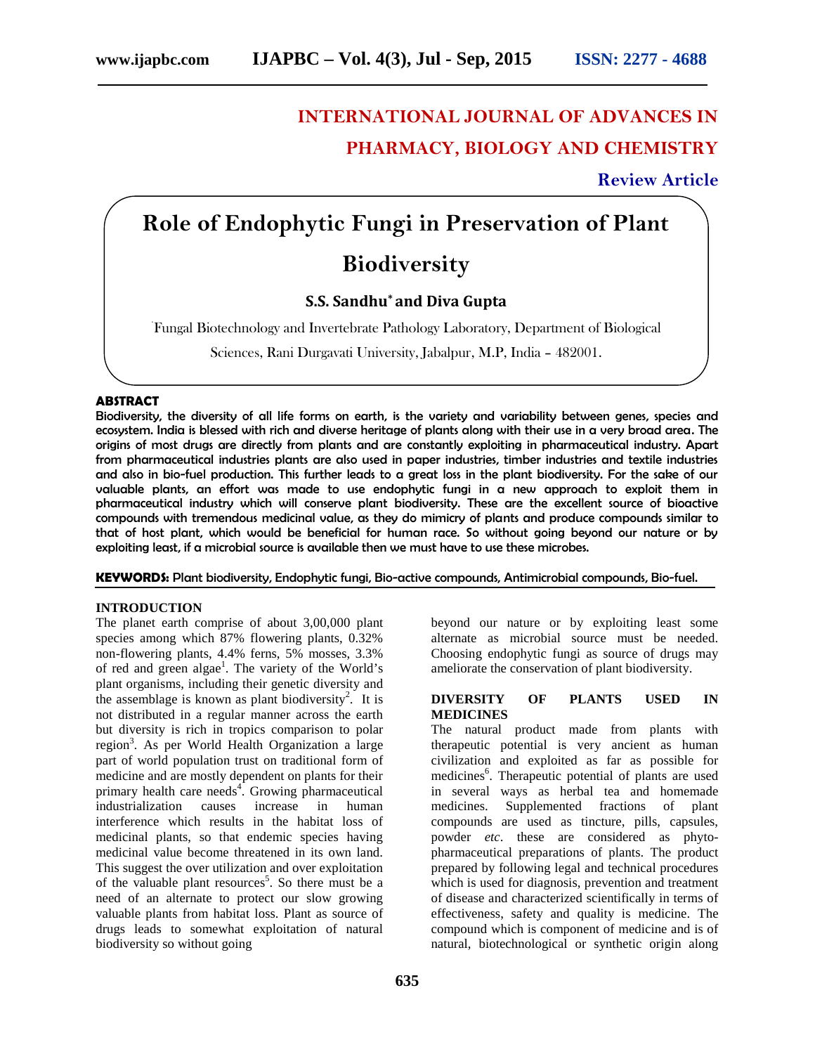INTERNATIONAL JOURNAL OF ADVANCES IN PHARMACY, BIOLOGY AND CHEMISTRY

**Review Article**

# Role of Endophytic Fungi in Preservation of Plant Biodiversity

**S.S. Sandhu*** **and Diva Gupta**

Fungal Biotechnology and Invertebrate Pathology Laboratory, Department of Biological Sciences, Rani Durgavati University, Jabalpur, M.P, India – 482001.

## ABSTRACT

Biodiversity, the diversity of all life forms on earth, is the variety and variability between genes, species and ecosystem. India is blessed with rich and diverse heritage of plants along with their use in a very broad area. The origins of most drugs are directly from plants and are constantly exploiting in pharmaceutical industry. Apart from pharmaceutical industries plants are also used in paper industries, timber industries and textile industries and also in bio-fuel production. This further leads to a great loss in the plant biodiversity. For the sake of our valuable plants, an effort was made to use endophytic fungi in a new approach to exploit them in pharmaceutical industry which will conserve plant biodiversity. These are the excellent source of bioactive compounds with tremendous medicinal value, as they do mimicry of plants and produce compounds similar to that of host plant, which would be beneficial for human race. So without going beyond our nature or by exploiting least, if a microbial source is available then we must have to use these microbes.

**KEYWORDS:** Plant biodiversity, Endophytic fungi, Bio-active compounds, Antimicrobial compounds, Bio-fuel.

## INTRODUCTION

The planet earth comprise of about 3,00,000 plant species among which 87% flowering plants, 0.32% non-flowering plants, 4.4% ferns, 5% mosses, 3.3% of red and green algae[1]. The variety of the World's plant organisms, including their genetic diversity and the assemblage is known as plant biodiversity[2]. It is not distributed in a regular manner across the earth but diversity is rich in tropics comparison to polar region[3]. As per World Health Organization a large part of world population trust on traditional form of medicine and are mostly dependent on plants for their primary health care needs[4]. Growing pharmaceutical industrialization causes increase in human interference which results in the habitat loss of medicinal plants, so that endemic species having medicinal value become threatened in its own land. This suggest the over utilization and over exploitation of the valuable plant resources[5]. So there must be a need of an alternate to protect our slow growing valuable plants from habitat loss. Plant as source of drugs leads to somewhat exploitation of natural biodiversity so without going beyond our nature or by exploiting least some alternate as microbial source must be needed. Choosing endophytic fungi as source of drugs may ameliorate the conservation of plant biodiversity.

## DIVERSITY OF PLANTS USED IN MEDICINES

The natural product made from plants with therapeutic potential is very ancient as human civilization and exploited as far as possible for medicines[6]. Therapeutic potential of plants are used in several ways as herbal tea and homemade medicines. Supplemented fractions of plant compounds are used as tincture, pills, capsules, powder *etc*. these are considered as phyto-pharmaceutical preparations of plants. The product prepared by following legal and technical procedures which is used for diagnosis, prevention and treatment of disease and characterized scientifically in terms of effectiveness, safety and quality is medicine. The compound which is component of medicine and is of natural, biotechnological or synthetic origin along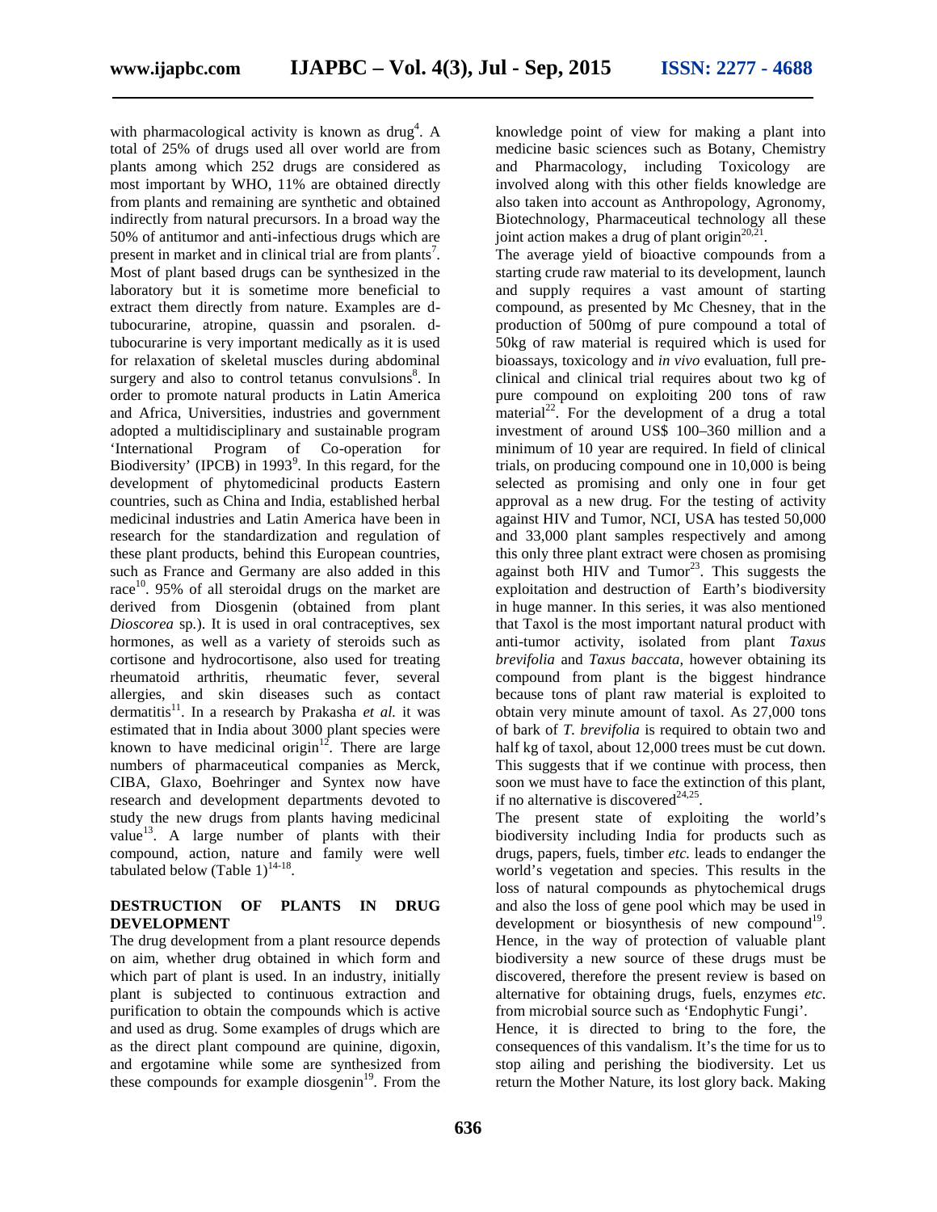with pharmacological activity is known as drug[4]. A total of 25% of drugs used all over world are from plants among which 252 drugs are considered as most important by WHO, 11% are obtained directly from plants and remaining are synthetic and obtained indirectly from natural precursors. In a broad way the 50% of antitumor and anti-infectious drugs which are present in market and in clinical trial are from plants[7]. Most of plant based drugs can be synthesized in the laboratory but it is sometime more beneficial to extract them directly from nature. Examples are d-tubocurarine, atropine, quassin and psoralen. d-tubocurarine is very important medically as it is used for relaxation of skeletal muscles during abdominal surgery and also to control tetanus convulsions[8]. In order to promote natural products in Latin America and Africa, Universities, industries and government adopted a multidisciplinary and sustainable program 'International Program of Co-operation for Biodiversity' (IPCB) in 1993[9]. In this regard, for the development of phytomedicinal products Eastern countries, such as China and India, established herbal medicinal industries and Latin America have been in research for the standardization and regulation of these plant products, behind this European countries, such as France and Germany are also added in this race[10]. 95% of all steroidal drugs on the market are derived from Diosgenin (obtained from plant *Dioscorea* sp.). It is used in oral contraceptives, sex hormones, as well as a variety of steroids such as cortisone and hydrocortisone, also used for treating rheumatoid arthritis, rheumatic fever, several allergies, and skin diseases such as contact dermatitis[11]. In a research by Prakasha *et al.* it was estimated that in India about 3000 plant species were known to have medicinal origin[12]. There are large numbers of pharmaceutical companies as Merck, CIBA, Glaxo, Boehringer and Syntex now have research and development departments devoted to study the new drugs from plants having medicinal value[13]. A large number of plants with their compound, action, nature and family were well tabulated below (Table 1)[14-18].

## DESTRUCTION OF PLANTS IN DRUG DEVELOPMENT

The drug development from a plant resource depends on aim, whether drug obtained in which form and which part of plant is used. In an industry, initially plant is subjected to continuous extraction and purification to obtain the compounds which is active and used as drug. Some examples of drugs which are as the direct plant compound are quinine, digoxin, and ergotamine while some are synthesized from these compounds for example diosgenin[19]. From the knowledge point of view for making a plant into medicine basic sciences such as Botany, Chemistry and Pharmacology, including Toxicology are involved along with this other fields knowledge are also taken into account as Anthropology, Agronomy, Biotechnology, Pharmaceutical technology all these joint action makes a drug of plant origin[20,21].

The average yield of bioactive compounds from a starting crude raw material to its development, launch and supply requires a vast amount of starting compound, as presented by Mc Chesney, that in the production of 500mg of pure compound a total of 50kg of raw material is required which is used for bioassays, toxicology and *in vivo* evaluation, full pre-clinical and clinical trial requires about two kg of pure compound on exploiting 200 tons of raw material[22]. For the development of a drug a total investment of around US$ 100–360 million and a minimum of 10 year are required. In field of clinical trials, on producing compound one in 10,000 is being selected as promising and only one in four get approval as a new drug. For the testing of activity against HIV and Tumor, NCI, USA has tested 50,000 and 33,000 plant samples respectively and among this only three plant extract were chosen as promising against both HIV and Tumor[23]. This suggests the exploitation and destruction of Earth's biodiversity in huge manner. In this series, it was also mentioned that Taxol is the most important natural product with anti-tumor activity, isolated from plant *Taxus brevifolia* and *Taxus baccata*, however obtaining its compound from plant is the biggest hindrance because tons of plant raw material is exploited to obtain very minute amount of taxol. As 27,000 tons of bark of *T. brevifolia* is required to obtain two and half kg of taxol, about 12,000 trees must be cut down. This suggests that if we continue with process, then soon we must have to face the extinction of this plant, if no alternative is discovered[24,25].

The present state of exploiting the world's biodiversity including India for products such as drugs, papers, fuels, timber *etc.* leads to endanger the world's vegetation and species. This results in the loss of natural compounds as phytochemical drugs and also the loss of gene pool which may be used in development or biosynthesis of new compound[19]. Hence, in the way of protection of valuable plant biodiversity a new source of these drugs must be discovered, therefore the present review is based on alternative for obtaining drugs, fuels, enzymes *etc.* from microbial source such as 'Endophytic Fungi'.

Hence, it is directed to bring to the fore, the consequences of this vandalism. It's the time for us to stop ailing and perishing the biodiversity. Let us return the Mother Nature, its lost glory back. Making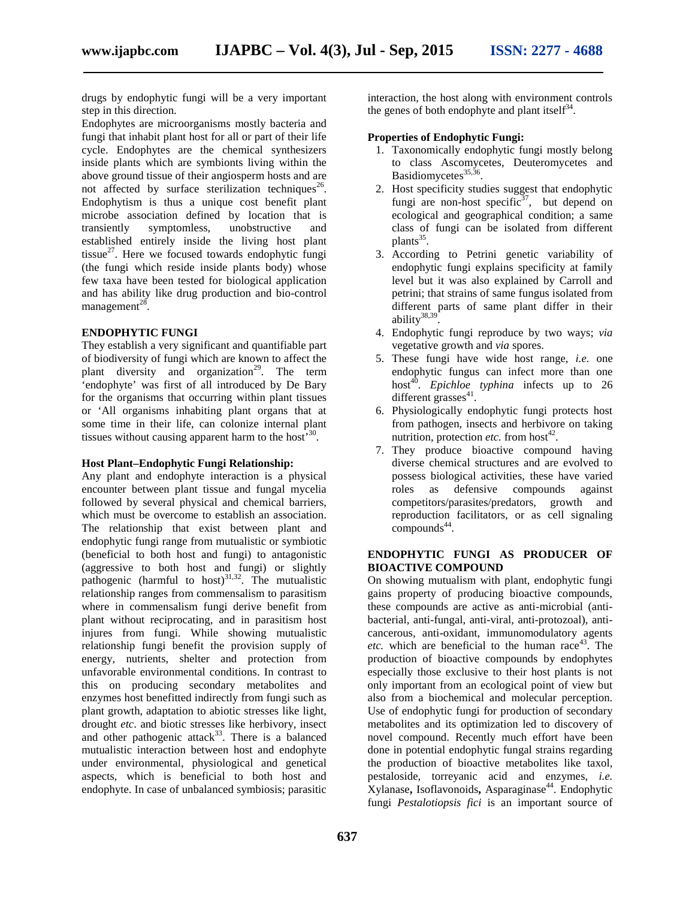drugs by endophytic fungi will be a very important step in this direction.

Endophytes are microorganisms mostly bacteria and fungi that inhabit plant host for all or part of their life cycle. Endophytes are the chemical synthesizers inside plants which are symbionts living within the above ground tissue of their angiosperm hosts and are not affected by surface sterilization techniques[26]. Endophytism is thus a unique cost benefit plant microbe association defined by location that is transiently symptomless, unobstructive and established entirely inside the living host plant tissue[27]. Here we focused towards endophytic fungi (the fungi which reside inside plants body) whose few taxa have been tested for biological application and has ability like drug production and bio-control management[28].

## ENDOPHYTIC FUNGI

They establish a very significant and quantifiable part of biodiversity of fungi which are known to affect the plant diversity and organization[29]. The term 'endophyte' was first of all introduced by De Bary for the organisms that occurring within plant tissues or 'All organisms inhabiting plant organs that at some time in their life, can colonize internal plant tissues without causing apparent harm to the host'[30].

### Host Plant–Endophytic Fungi Relationship:

Any plant and endophyte interaction is a physical encounter between plant tissue and fungal mycelia followed by several physical and chemical barriers, which must be overcome to establish an association. The relationship that exist between plant and endophytic fungi range from mutualistic or symbiotic (beneficial to both host and fungi) to antagonistic (aggressive to both host and fungi) or slightly pathogenic (harmful to host)[31,32]. The mutualistic relationship ranges from commensalism to parasitism where in commensalism fungi derive benefit from plant without reciprocating, and in parasitism host injures from fungi. While showing mutualistic relationship fungi benefit the provision supply of energy, nutrients, shelter and protection from unfavorable environmental conditions. In contrast to this on producing secondary metabolites and enzymes host benefitted indirectly from fungi such as plant growth, adaptation to abiotic stresses like light, drought *etc*. and biotic stresses like herbivory, insect and other pathogenic attack[33]. There is a balanced mutualistic interaction between host and endophyte under environmental, physiological and genetical aspects, which is beneficial to both host and endophyte. In case of unbalanced symbiosis; parasitic interaction, the host along with environment controls the genes of both endophyte and plant itself[34].

### Properties of Endophytic Fungi:

1. Taxonomically endophytic fungi mostly belong to class Ascomycetes, Deuteromycetes and Basidiomycetes[35,36].
2. Host specificity studies suggest that endophytic fungi are non-host specific[37], but depend on ecological and geographical condition; a same class of fungi can be isolated from different plants[35].
3. According to Petrini genetic variability of endophytic fungi explains specificity at family level but it was also explained by Carroll and petrini; that strains of same fungus isolated from different parts of same plant differ in their ability[38,39].
4. Endophytic fungi reproduce by two ways; *via* vegetative growth and *via* spores.
5. These fungi have wide host range, *i.e.* one endophytic fungus can infect more than one host[40]. *Epichloe typhina* infects up to 26 different grasses[41].
6. Physiologically endophytic fungi protects host from pathogen, insects and herbivore on taking nutrition, protection *etc.* from host[42].
7. They produce bioactive compound having diverse chemical structures and are evolved to possess biological activities, these have varied roles as defensive compounds against competitors/parasites/predators, growth and reproduction facilitators, or as cell signaling compounds[44].

## ENDOPHYTIC FUNGI AS PRODUCER OF BIOACTIVE COMPOUND

On showing mutualism with plant, endophytic fungi gains property of producing bioactive compounds, these compounds are active as anti-microbial (anti-bacterial, anti-fungal, anti-viral, anti-protozoal), anti-cancerous, anti-oxidant, immunomodulatory agents *etc.* which are beneficial to the human race[43]. The production of bioactive compounds by endophytes especially those exclusive to their host plants is not only important from an ecological point of view but also from a biochemical and molecular perception. Use of endophytic fungi for production of secondary metabolites and its optimization led to discovery of novel compound. Recently much effort have been done in potential endophytic fungal strains regarding the production of bioactive metabolites like taxol, pestaloside, torreyanic acid and enzymes, *i.e.* Xylanase**,** Isoflavonoids**,** Asparaginase[44]. Endophytic fungi *Pestalotiopsis fici* is an important source of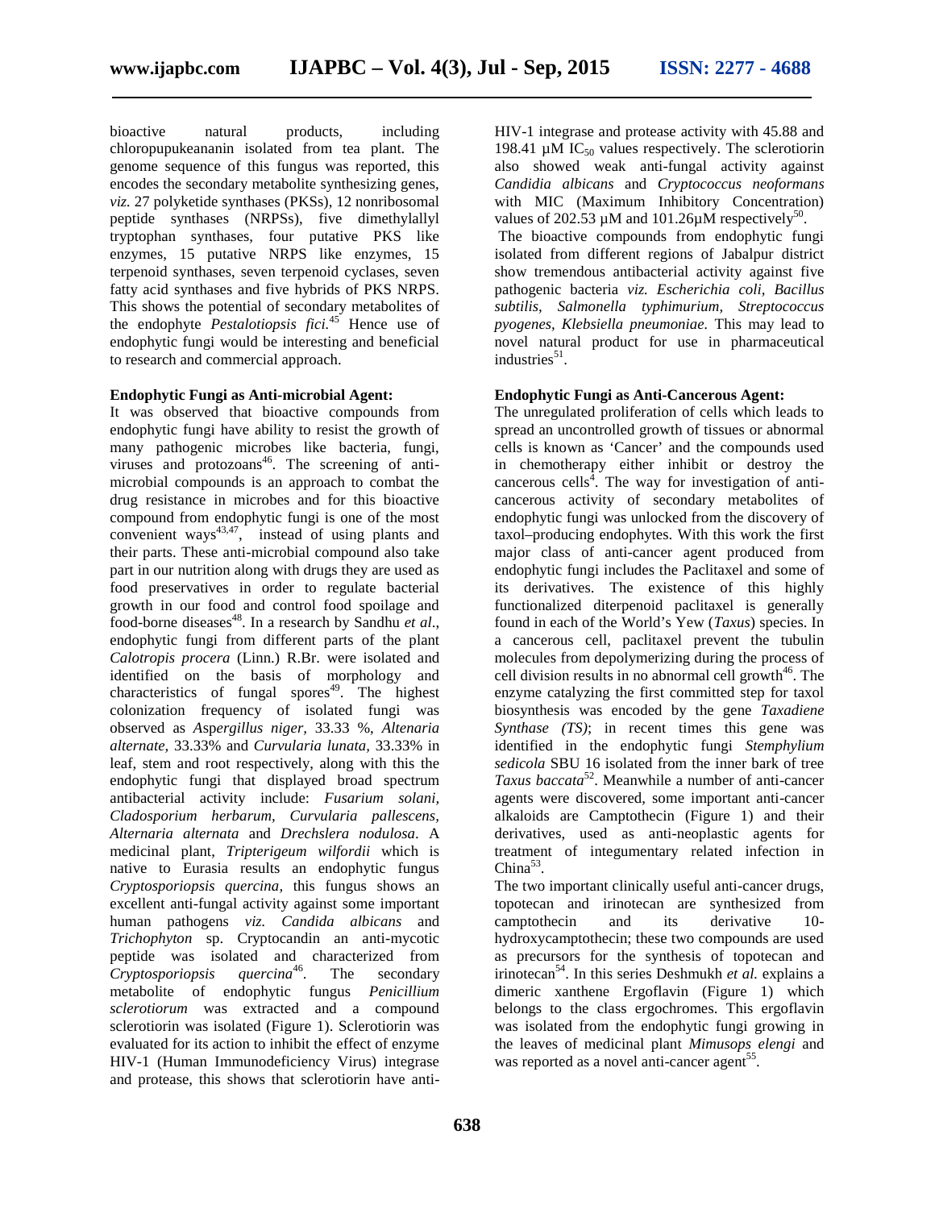bioactive natural products, including chloropupukeananin isolated from tea plant. The genome sequence of this fungus was reported, this encodes the secondary metabolite synthesizing genes, *viz.* 27 polyketide synthases (PKSs), 12 nonribosomal peptide synthases (NRPSs), five dimethylallyl tryptophan synthases, four putative PKS like enzymes, 15 putative NRPS like enzymes, 15 terpenoid synthases, seven terpenoid cyclases, seven fatty acid synthases and five hybrids of PKS NRPS. This shows the potential of secondary metabolites of the endophyte *Pestalotiopsis fici.*[45] Hence use of endophytic fungi would be interesting and beneficial to research and commercial approach.

**Endophytic Fungi as Anti-microbial Agent:**

It was observed that bioactive compounds from endophytic fungi have ability to resist the growth of many pathogenic microbes like bacteria, fungi, viruses and protozoans[46]. The screening of anti-microbial compounds is an approach to combat the drug resistance in microbes and for this bioactive compound from endophytic fungi is one of the most convenient ways[43,47], instead of using plants and their parts. These anti-microbial compound also take part in our nutrition along with drugs they are used as food preservatives in order to regulate bacterial growth in our food and control food spoilage and food-borne diseases[48]. In a research by Sandhu *et al*., endophytic fungi from different parts of the plant *Calotropis procera* (Linn.) R.Br. were isolated and identified on the basis of morphology and characteristics of fungal spores[49]. The highest colonization frequency of isolated fungi was observed as *Aspergillus niger,* 33.33 %, *Altenaria alternate,* 33.33% and *Curvularia lunata*, 33.33% in leaf, stem and root respectively, along with this the endophytic fungi that displayed broad spectrum antibacterial activity include: *Fusarium solani, Cladosporium herbarum, Curvularia pallescens, Alternaria alternata* and *Drechslera nodulosa*. A medicinal plant, *Tripterigeum wilfordii* which is native to Eurasia results an endophytic fungus *Cryptosporiopsis quercina,* this fungus shows an excellent anti-fungal activity against some important human pathogens *viz. Candida albicans* and *Trichophyton* sp. Cryptocandin an anti-mycotic peptide was isolated and characterized from *Cryptosporiopsis quercina*[46]. The secondary metabolite of endophytic fungus *Penicillium sclerotiorum* was extracted and a compound sclerotiorin was isolated (Figure 1). Sclerotiorin was evaluated for its action to inhibit the effect of enzyme HIV-1 (Human Immunodeficiency Virus) integrase and protease, this shows that sclerotiorin have anti-HIV-1 integrase and protease activity with 45.88 and 198.41 µM $IC_{50}$ values respectively. The sclerotiorin also showed weak anti-fungal activity against *Candidia albicans* and *Cryptococcus neoformans* with MIC (Maximum Inhibitory Concentration) values of 202.53 µM and 101.26µM respectively[50].

The bioactive compounds from endophytic fungi isolated from different regions of Jabalpur district show tremendous antibacterial activity against five pathogenic bacteria *viz. Escherichia coli, Bacillus subtilis, Salmonella typhimurium, Streptococcus pyogenes, Klebsiella pneumoniae*. This may lead to novel natural product for use in pharmaceutical industries[51].

**Endophytic Fungi as Anti-Cancerous Agent:**

The unregulated proliferation of cells which leads to spread an uncontrolled growth of tissues or abnormal cells is known as 'Cancer' and the compounds used in chemotherapy either inhibit or destroy the cancerous cells[4]. The way for investigation of anti-cancerous activity of secondary metabolites of endophytic fungi was unlocked from the discovery of taxol–producing endophytes. With this work the first major class of anti-cancer agent produced from endophytic fungi includes the Paclitaxel and some of its derivatives. The existence of this highly functionalized diterpenoid paclitaxel is generally found in each of the World's Yew (*Taxus*) species. In a cancerous cell, paclitaxel prevent the tubulin molecules from depolymerizing during the process of cell division results in no abnormal cell growth[46]. The enzyme catalyzing the first committed step for taxol biosynthesis was encoded by the gene *Taxadiene Synthase (TS)*; in recent times this gene was identified in the endophytic fungi *Stemphylium sedicola* SBU 16 isolated from the inner bark of tree *Taxus baccata*[52]. Meanwhile a number of anti-cancer agents were discovered, some important anti-cancer alkaloids are Camptothecin (Figure 1) and their derivatives, used as anti-neoplastic agents for treatment of integumentary related infection in China[53].

The two important clinically useful anti-cancer drugs, topotecan and irinotecan are synthesized from camptothecin and its derivative 10-hydroxycamptothecin; these two compounds are used as precursors for the synthesis of topotecan and irinotecan[54]. In this series Deshmukh *et al.* explains a dimeric xanthene Ergoflavin (Figure 1) which belongs to the class ergochromes. This ergoflavin was isolated from the endophytic fungi growing in the leaves of medicinal plant *Mimusops elengi* and was reported as a novel anti-cancer agent[55].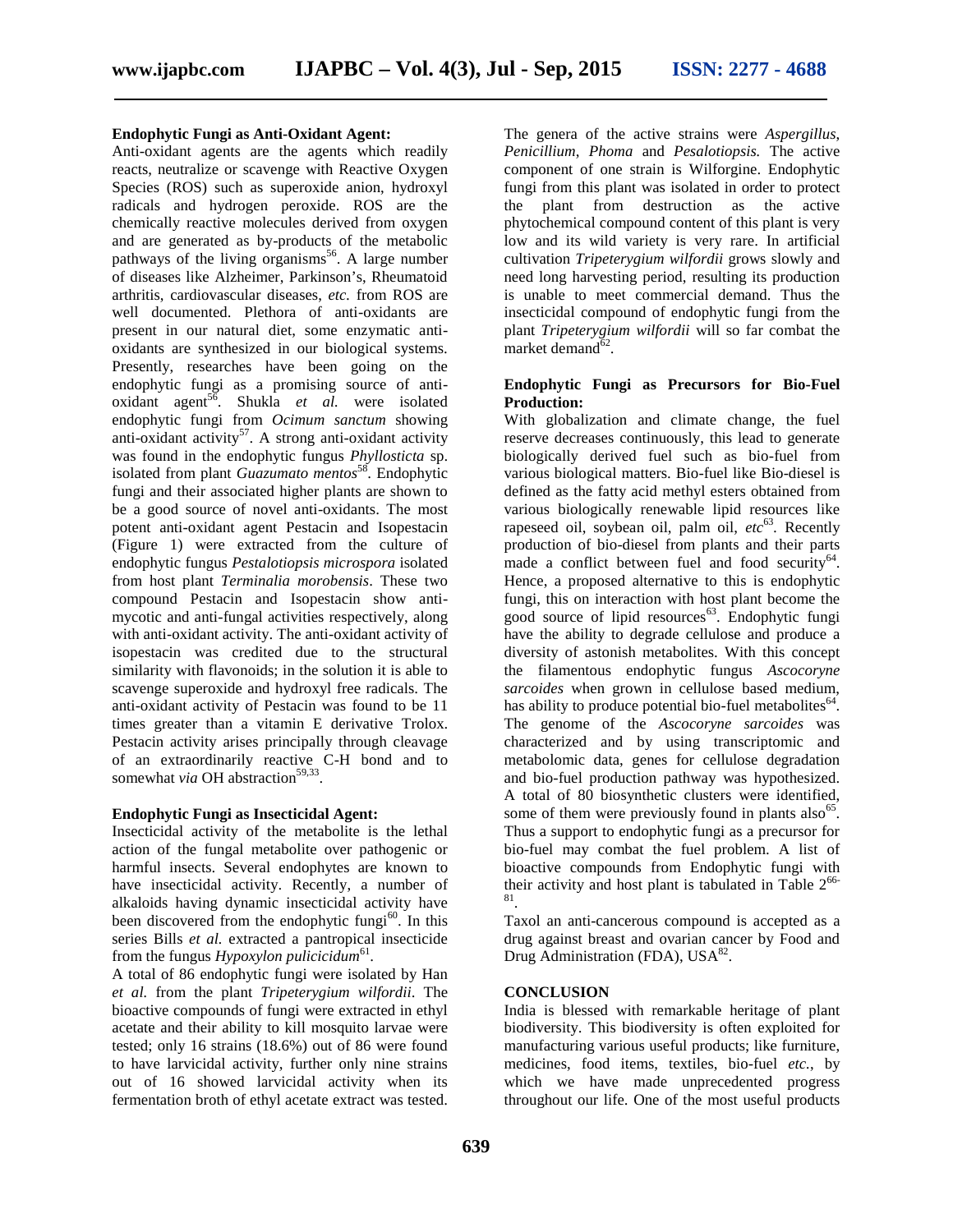**Endophytic Fungi as Anti-Oxidant Agent:**

Anti-oxidant agents are the agents which readily reacts, neutralize or scavenge with Reactive Oxygen Species (ROS) such as superoxide anion, hydroxyl radicals and hydrogen peroxide. ROS are the chemically reactive molecules derived from oxygen and are generated as by-products of the metabolic pathways of the living organisms[56]. A large number of diseases like Alzheimer, Parkinson's, Rheumatoid arthritis, cardiovascular diseases, *etc.* from ROS are well documented. Plethora of anti-oxidants are present in our natural diet, some enzymatic anti-oxidants are synthesized in our biological systems. Presently, researches have been going on the endophytic fungi as a promising source of anti-oxidant agent[56]. Shukla *et al.* were isolated endophytic fungi from *Ocimum sanctum* showing anti-oxidant activity[57]. A strong anti-oxidant activity was found in the endophytic fungus *Phyllosticta* sp. isolated from plant *Guazumato mentos*[58]. Endophytic fungi and their associated higher plants are shown to be a good source of novel anti-oxidants. The most potent anti-oxidant agent Pestacin and Isopestacin (Figure 1) were extracted from the culture of endophytic fungus *Pestalotiopsis microspora* isolated from host plant *Terminalia morobensis*. These two compound Pestacin and Isopestacin show anti-mycotic and anti-fungal activities respectively, along with anti-oxidant activity. The anti-oxidant activity of isopestacin was credited due to the structural similarity with flavonoids; in the solution it is able to scavenge superoxide and hydroxyl free radicals. The anti-oxidant activity of Pestacin was found to be 11 times greater than a vitamin E derivative Trolox. Pestacin activity arises principally through cleavage of an extraordinarily reactive C-H bond and to somewhat *via* OH abstraction[59,33].

**Endophytic Fungi as Insecticidal Agent:**

Insecticidal activity of the metabolite is the lethal action of the fungal metabolite over pathogenic or harmful insects. Several endophytes are known to have insecticidal activity. Recently, a number of alkaloids having dynamic insecticidal activity have been discovered from the endophytic fungi[60]. In this series Bills *et al.* extracted a pantropical insecticide from the fungus *Hypoxylon pulicicidum*[61].

A total of 86 endophytic fungi were isolated by Han *et al.* from the plant *Tripeterygium wilfordii*. The bioactive compounds of fungi were extracted in ethyl acetate and their ability to kill mosquito larvae were tested; only 16 strains (18.6%) out of 86 were found to have larvicidal activity, further only nine strains out of 16 showed larvicidal activity when its fermentation broth of ethyl acetate extract was tested. The genera of the active strains were *Aspergillus*, *Penicillium*, *Phoma* and *Pesalotiopsis.* The active component of one strain is Wilforgine. Endophytic fungi from this plant was isolated in order to protect the plant from destruction as the active phytochemical compound content of this plant is very low and its wild variety is very rare. In artificial cultivation *Tripeterygium wilfordii* grows slowly and need long harvesting period, resulting its production is unable to meet commercial demand. Thus the insecticidal compound of endophytic fungi from the plant *Tripeterygium wilfordii* will so far combat the market demand[62].

**Endophytic Fungi as Precursors for Bio-Fuel Production:**

With globalization and climate change, the fuel reserve decreases continuously, this lead to generate biologically derived fuel such as bio-fuel from various biological matters. Bio-fuel like Bio-diesel is defined as the fatty acid methyl esters obtained from various biologically renewable lipid resources like rapeseed oil, soybean oil, palm oil, *etc*[63]. Recently production of bio-diesel from plants and their parts made a conflict between fuel and food security[64]. Hence, a proposed alternative to this is endophytic fungi, this on interaction with host plant become the good source of lipid resources[63]. Endophytic fungi have the ability to degrade cellulose and produce a diversity of astonish metabolites. With this concept the filamentous endophytic fungus *Ascocoryne sarcoides* when grown in cellulose based medium, has ability to produce potential bio-fuel metabolites[64]. The genome of the *Ascocoryne sarcoides* was characterized and by using transcriptomic and metabolomic data, genes for cellulose degradation and bio-fuel production pathway was hypothesized. A total of 80 biosynthetic clusters were identified, some of them were previously found in plants also[65]. Thus a support to endophytic fungi as a precursor for bio-fuel may combat the fuel problem. A list of bioactive compounds from Endophytic fungi with their activity and host plant is tabulated in Table 2[66-81].

Taxol an anti-cancerous compound is accepted as a drug against breast and ovarian cancer by Food and Drug Administration (FDA), USA[82].

**CONCLUSION**

India is blessed with remarkable heritage of plant biodiversity. This biodiversity is often exploited for manufacturing various useful products; like furniture, medicines, food items, textiles, bio-fuel *etc.*, by which we have made unprecedented progress throughout our life. One of the most useful products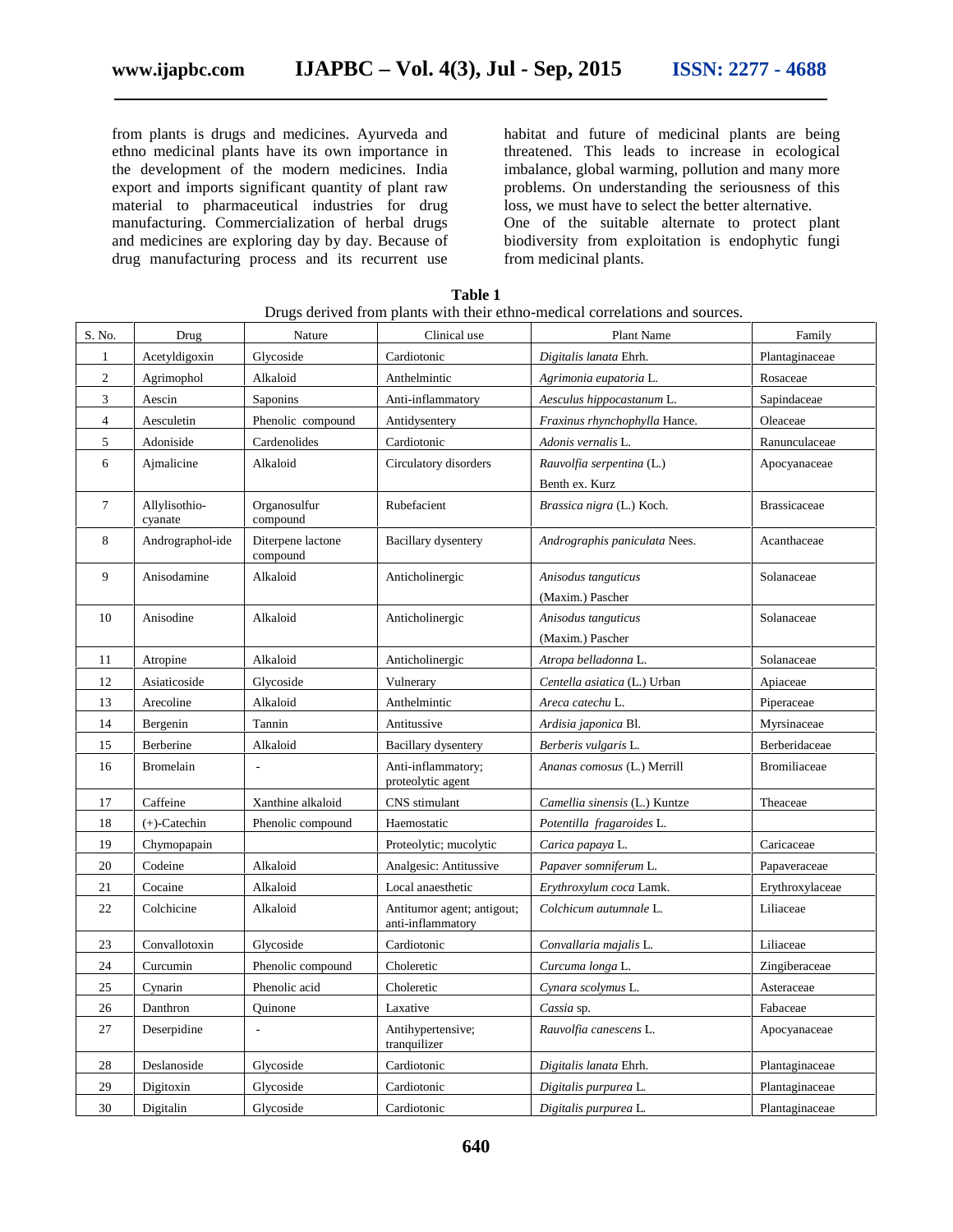from plants is drugs and medicines. Ayurveda and ethno medicinal plants have its own importance in the development of the modern medicines. India export and imports significant quantity of plant raw material to pharmaceutical industries for drug manufacturing. Commercialization of herbal drugs and medicines are exploring day by day. Because of drug manufacturing process and its recurrent use habitat and future of medicinal plants are being threatened. This leads to increase in ecological imbalance, global warming, pollution and many more problems. On understanding the seriousness of this loss, we must have to select the better alternative.

One of the suitable alternate to protect plant biodiversity from exploitation is endophytic fungi from medicinal plants.

**Table 1**
Drugs derived from plants with their ethno-medical correlations and sources.

| S. No. | Drug | Nature | Clinical use | Plant Name | Family |
|---|---|---|---|---|---|
| 1 | Acetyldigoxin | Glycoside | Cardiotonic | *Digitalis lanata* Ehrh. | Plantaginaceae |
| 2 | Agrimophol | Alkaloid | Anthelmintic | *Agrimonia eupatoria* L. | Rosaceae |
| 3 | Aescin | Saponins | Anti-inflammatory | *Aesculus hippocastanum* L. | Sapindaceae |
| 4 | Aesculetin | Phenolic compound | Antidysentery | *Fraxinus rhynchophylla* Hance. | Oleaceae |
| 5 | Adoniside | Cardenolides | Cardiotonic | *Adonis vernalis* L. | Ranunculaceae |
| 6 | Ajmalicine | Alkaloid | Circulatory disorders | *Rauvolfia serpentina* (L.) Benth ex. Kurz | Apocyanaceae |
| 7 | Allylisothio-cyanate | Organosulfur compound | Rubefacient | *Brassica nigra* (L.) Koch. | Brassicaceae |
| 8 | Andrographol-ide | Diterpene lactone compound | Bacillary dysentery | *Andrographis paniculata* Nees. | Acanthaceae |
| 9 | Anisodamine | Alkaloid | Anticholinergic | *Anisodus tanguticus* (Maxim.) Pascher | Solanaceae |
| 10 | Anisodine | Alkaloid | Anticholinergic | *Anisodus tanguticus* (Maxim.) Pascher | Solanaceae |
| 11 | Atropine | Alkaloid | Anticholinergic | *Atropa belladonna* L. | Solanaceae |
| 12 | Asiaticoside | Glycoside | Vulnerary | *Centella asiatica* (L.) Urban | Apiaceae |
| 13 | Arecoline | Alkaloid | Anthelmintic | *Areca catechu* L. | Piperaceae |
| 14 | Bergenin | Tannin | Antitussive | *Ardisia japonica* Bl. | Myrsinaceae |
| 15 | Berberine | Alkaloid | Bacillary dysentery | *Berberis vulgaris* L. | Berberidaceae |
| 16 | Bromelain | - | Anti-inflammatory; proteolytic agent | *Ananas comosus* (L.) Merrill | Bromiliaceae |
| 17 | Caffeine | Xanthine alkaloid | CNS stimulant | *Camellia sinensis* (L.) Kuntze | Theaceae |
| 18 | (+)-Catechin | Phenolic compound | Haemostatic | *Potentilla fragaroides* L. | |
| 19 | Chymopapain | | Proteolytic; mucolytic | *Carica papaya* L. | Caricaceae |
| 20 | Codeine | Alkaloid | Analgesic: Antitussive | *Papaver somniferum* L. | Papaveraceae |
| 21 | Cocaine | Alkaloid | Local anaesthetic | *Erythroxylum coca* Lamk. | Erythroxylaceae |
| 22 | Colchicine | Alkaloid | Antitumor agent; antigout; anti-inflammatory | *Colchicum autumnale* L. | Liliaceae |
| 23 | Convallotoxin | Glycoside | Cardiotonic | *Convallaria majalis* L. | Liliaceae |
| 24 | Curcumin | Phenolic compound | Choleretic | *Curcuma longa* L. | Zingiberaceae |
| 25 | Cynarin | Phenolic acid | Choleretic | *Cynara scolymus* L. | Asteraceae |
| 26 | Danthron | Quinone | Laxative | *Cassia* sp. | Fabaceae |
| 27 | Deserpidine | - | Antihypertensive; tranquilizer | *Rauvolfia canescens* L. | Apocyanaceae |
| 28 | Deslanoside | Glycoside | Cardiotonic | *Digitalis lanata* Ehrh. | Plantaginaceae |
| 29 | Digitoxin | Glycoside | Cardiotonic | *Digitalis purpurea* L. | Plantaginaceae |
| 30 | Digitalin | Glycoside | Cardiotonic | *Digitalis purpurea* L. | Plantaginaceae |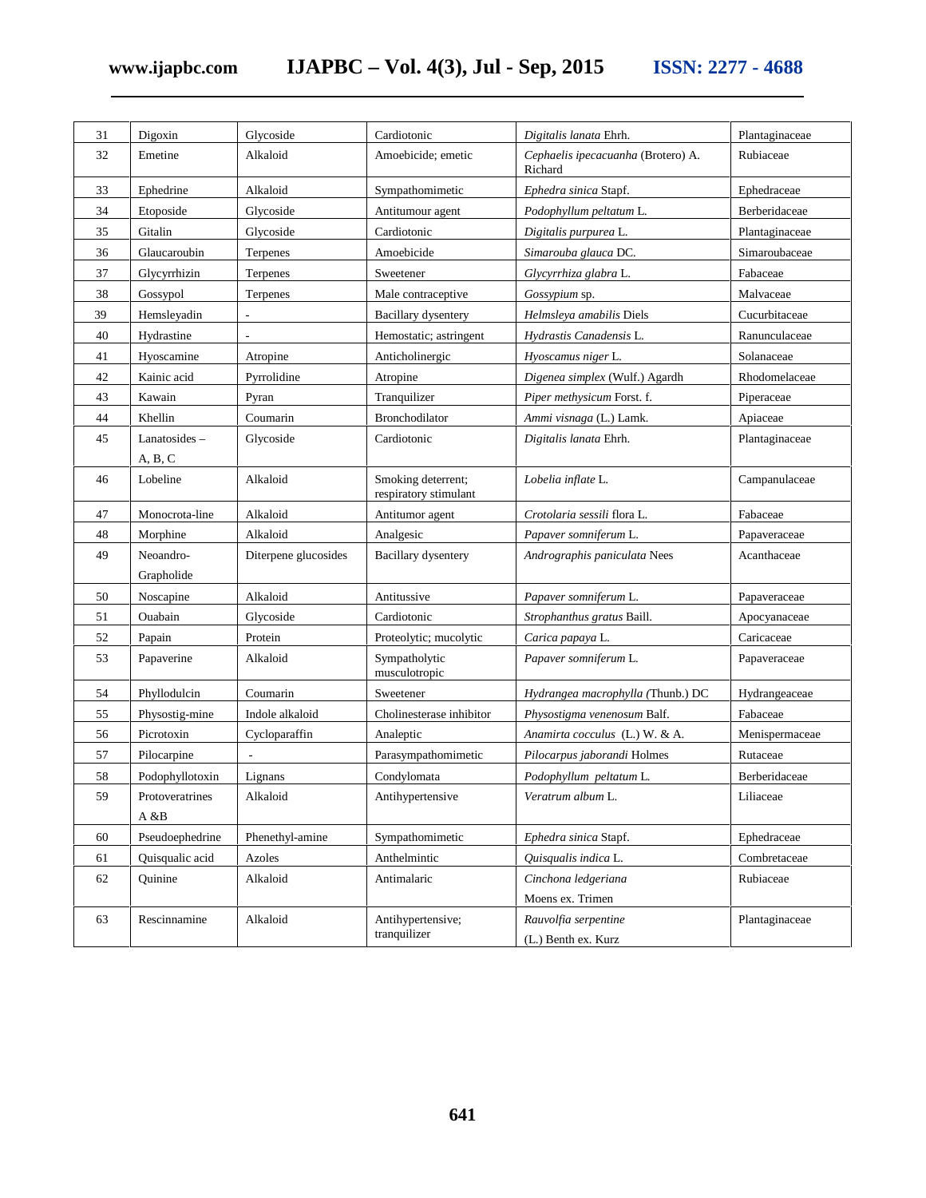| 31 | Digoxin | Glycoside | Cardiotonic | *Digitalis lanata* Ehrh. | Plantaginaceae |
|---|---|---|---|---|---|
| 32 | Emetine | Alkaloid | Amoebicide; emetic | *Cephaelis ipecacuanha* (Brotero) A. Richard | Rubiaceae |
| 33 | Ephedrine | Alkaloid | Sympathomimetic | *Ephedra sinica* Stapf. | Ephedraceae |
| 34 | Etoposide | Glycoside | Antitumour agent | *Podophyllum peltatum* L. | Berberidaceae |
| 35 | Gitalin | Glycoside | Cardiotonic | *Digitalis purpurea* L. | Plantaginaceae |
| 36 | Glaucaroubin | Terpenes | Amoebicide | *Simarouba glauca* DC. | Simaroubaceae |
| 37 | Glycyrrhizin | Terpenes | Sweetener | *Glycyrrhiza glabra* L. | Fabaceae |
| 38 | Gossypol | Terpenes | Male contraceptive | *Gossypium* sp. | Malvaceae |
| 39 | Hemsleyadin | - | Bacillary dysentery | *Helmsleya amabilis* Diels | Cucurbitaceae |
| 40 | Hydrastine | - | Hemostatic; astringent | *Hydrastis Canadensis* L. | Ranunculaceae |
| 41 | Hyoscamine | Atropine | Anticholinergic | *Hyoscamus niger* L. | Solanaceae |
| 42 | Kainic acid | Pyrrolidine | Atropine | *Digenea simplex* (Wulf.) Agardh | Rhodomelaceae |
| 43 | Kawain | Pyran | Tranquilizer | *Piper methysicum* Forst. f. | Piperaceae |
| 44 | Khellin | Coumarin | Bronchodilator | *Ammi visnaga* (L.) Lamk. | Apiaceae |
| 45 | Lanatosides – A, B, C | Glycoside | Cardiotonic | *Digitalis lanata* Ehrh. | Plantaginaceae |
| 46 | Lobeline | Alkaloid | Smoking deterrent; respiratory stimulant | *Lobelia inflate* L. | Campanulaceae |
| 47 | Monocrota-line | Alkaloid | Antitumor agent | *Crotolaria sessili* flora L. | Fabaceae |
| 48 | Morphine | Alkaloid | Analgesic | *Papaver somniferum* L. | Papaveraceae |
| 49 | Neoandro-Grapholide | Diterpene glucosides | Bacillary dysentery | *Andrographis paniculata* Nees | Acanthaceae |
| 50 | Noscapine | Alkaloid | Antitussive | *Papaver somniferum* L. | Papaveraceae |
| 51 | Ouabain | Glycoside | Cardiotonic | *Strophanthus gratus* Baill. | Apocyanaceae |
| 52 | Papain | Protein | Proteolytic; mucolytic | *Carica papaya* L. | Caricaceae |
| 53 | Papaverine | Alkaloid | Sympatholytic musculotropic | *Papaver somniferum* L. | Papaveraceae |
| 54 | Phyllodulcin | Coumarin | Sweetener | *Hydrangea macrophylla (*Thunb.) DC | Hydrangeaceae |
| 55 | Physostig-mine | Indole alkaloid | Cholinesterase inhibitor | *Physostigma venenosum* Balf. | Fabaceae |
| 56 | Picrotoxin | Cycloparaffin | Analeptic | *Anamirta cocculus* (L.) W. & A. | Menispermaceae |
| 57 | Pilocarpine | - | Parasympathomimetic | *Pilocarpus jaborandi* Holmes | Rutaceae |
| 58 | Podophyllotoxin | Lignans | Condylomata | *Podophyllum peltatum* L. | Berberidaceae |
| 59 | Protoveratrines A &B | Alkaloid | Antihypertensive | *Veratrum album* L. | Liliaceae |
| 60 | Pseudoephedrine | Phenethyl-amine | Sympathomimetic | *Ephedra sinica* Stapf. | Ephedraceae |
| 61 | Quisqualic acid | Azoles | Anthelmintic | *Quisqualis indica* L. | Combretaceae |
| 62 | Quinine | Alkaloid | Antimalaric | *Cinchona ledgeriana* Moens ex. Trimen | Rubiaceae |
| 63 | Rescinnamine | Alkaloid | Antihypertensive; tranquilizer | *Rauvolfia serpentine* (L.) Benth ex. Kurz | Plantaginaceae |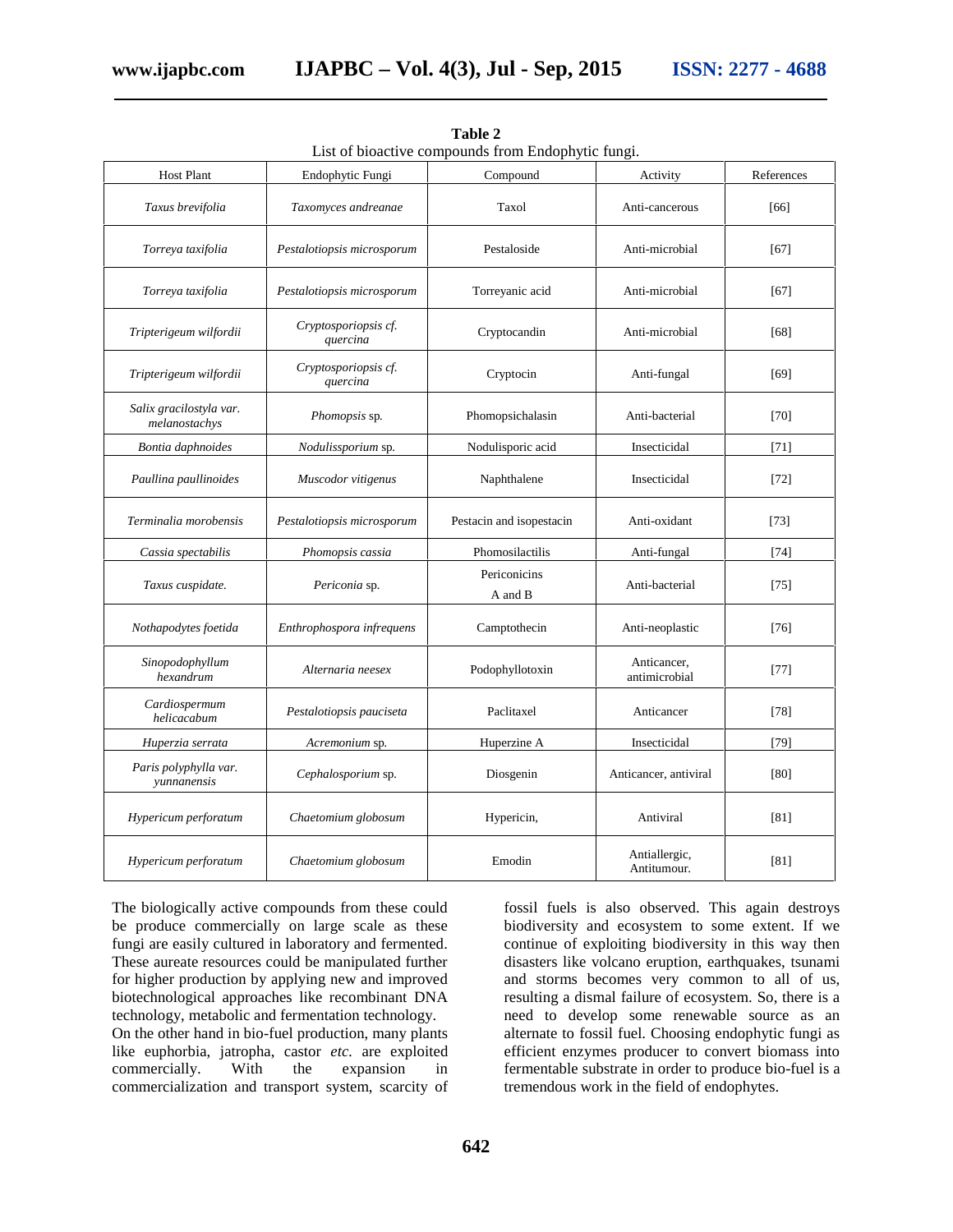**Table 2**
List of bioactive compounds from Endophytic fungi.

| Host Plant | Endophytic Fungi | Compound | Activity | References |
|---|---|---|---|---|
| *Taxus brevifolia* | *Taxomyces andreanae* | Taxol | Anti-cancerous | [66] |
| *Torreya taxifolia* | *Pestalotiopsis microsporum* | Pestaloside | Anti-microbial | [67] |
| *Torreya taxifolia* | *Pestalotiopsis microsporum* | Torreyanic acid | Anti-microbial | [67] |
| *Tripterigeum wilfordii* | *Cryptosporiopsis cf. quercina* | Cryptocandin | Anti-microbial | [68] |
| *Tripterigeum wilfordii* | *Cryptosporiopsis cf. quercina* | Cryptocin | Anti-fungal | [69] |
| *Salix gracilostyla var. melanostachys* | *Phomopsis* sp. | Phomopsichalasin | Anti-bacterial | [70] |
| *Bontia daphnoides* | *Nodulissporium* sp. | Nodulisporic acid | Insecticidal | [71] |
| *Paullina paullinoides* | *Muscodor vitigenus* | Naphthalene | Insecticidal | [72] |
| *Terminalia morobensis* | *Pestalotiopsis microsporum* | Pestacin and isopestacin | Anti-oxidant | [73] |
| *Cassia spectabilis* | *Phomopsis cassia* | Phomosilactilis | Anti-fungal | [74] |
| *Taxus cuspidate.* | *Periconia* sp. | Periconicins A and B | Anti-bacterial | [75] |
| *Nothapodytes foetida* | *Enthrophospora infrequens* | Camptothecin | Anti-neoplastic | [76] |
| *Sinopodophyllum hexandrum* | *Alternaria neesex* | Podophyllotoxin | Anticancer, antimicrobial | [77] |
| *Cardiospermum helicacabum* | *Pestalotiopsis pauciseta* | Paclitaxel | Anticancer | [78] |
| *Huperzia serrata* | *Acremonium* sp. | Huperzine A | Insecticidal | [79] |
| *Paris polyphylla var. yunnanensis* | *Cephalosporium* sp. | Diosgenin | Anticancer, antiviral | [80] |
| *Hypericum perforatum* | *Chaetomium globosum* | Hypericin, | Antiviral | [81] |
| *Hypericum perforatum* | *Chaetomium globosum* | Emodin | Antiallergic, Antitumour. | [81] |

The biologically active compounds from these could be produce commercially on large scale as these fungi are easily cultured in laboratory and fermented. These aureate resources could be manipulated further for higher production by applying new and improved biotechnological approaches like recombinant DNA technology, metabolic and fermentation technology.

On the other hand in bio-fuel production, many plants like euphorbia, jatropha, castor *etc.* are exploited commercially. With the expansion in commercialization and transport system, scarcity of fossil fuels is also observed. This again destroys biodiversity and ecosystem to some extent. If we continue of exploiting biodiversity in this way then disasters like volcano eruption, earthquakes, tsunami and storms becomes very common to all of us, resulting a dismal failure of ecosystem. So, there is a need to develop some renewable source as an alternate to fossil fuel. Choosing endophytic fungi as efficient enzymes producer to convert biomass into fermentable substrate in order to produce bio-fuel is a tremendous work in the field of endophytes.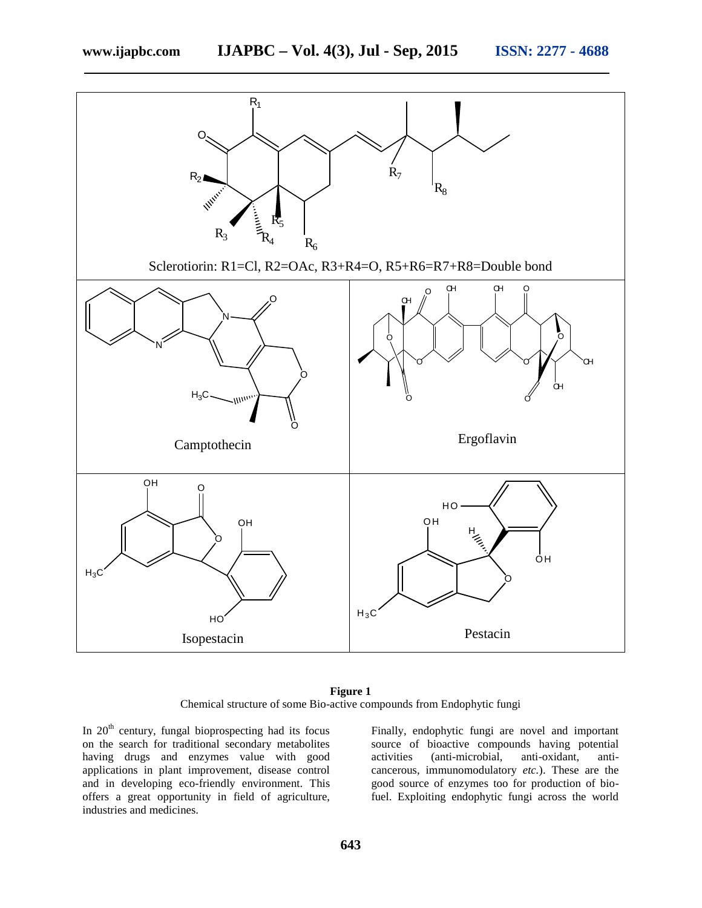Sclerotiorin: R1=Cl, R2=OAc, R3+R4=O, R5+R6=R7+R8=Double bond

Camptothecin

Ergoflavin

Isopestacin

Pestacin

**Figure 1**
Chemical structure of some Bio-active compounds from Endophytic fungi

In 20th century, fungal bioprospecting had its focus on the search for traditional secondary metabolites having drugs and enzymes value with good applications in plant improvement, disease control and in developing eco-friendly environment. This offers a great opportunity in field of agriculture, industries and medicines.

Finally, endophytic fungi are novel and important source of bioactive compounds having potential activities (anti-microbial, anti-oxidant, anti-cancerous, immunomodulatory *etc.*). These are the good source of enzymes too for production of bio-fuel. Exploiting endophytic fungi across the world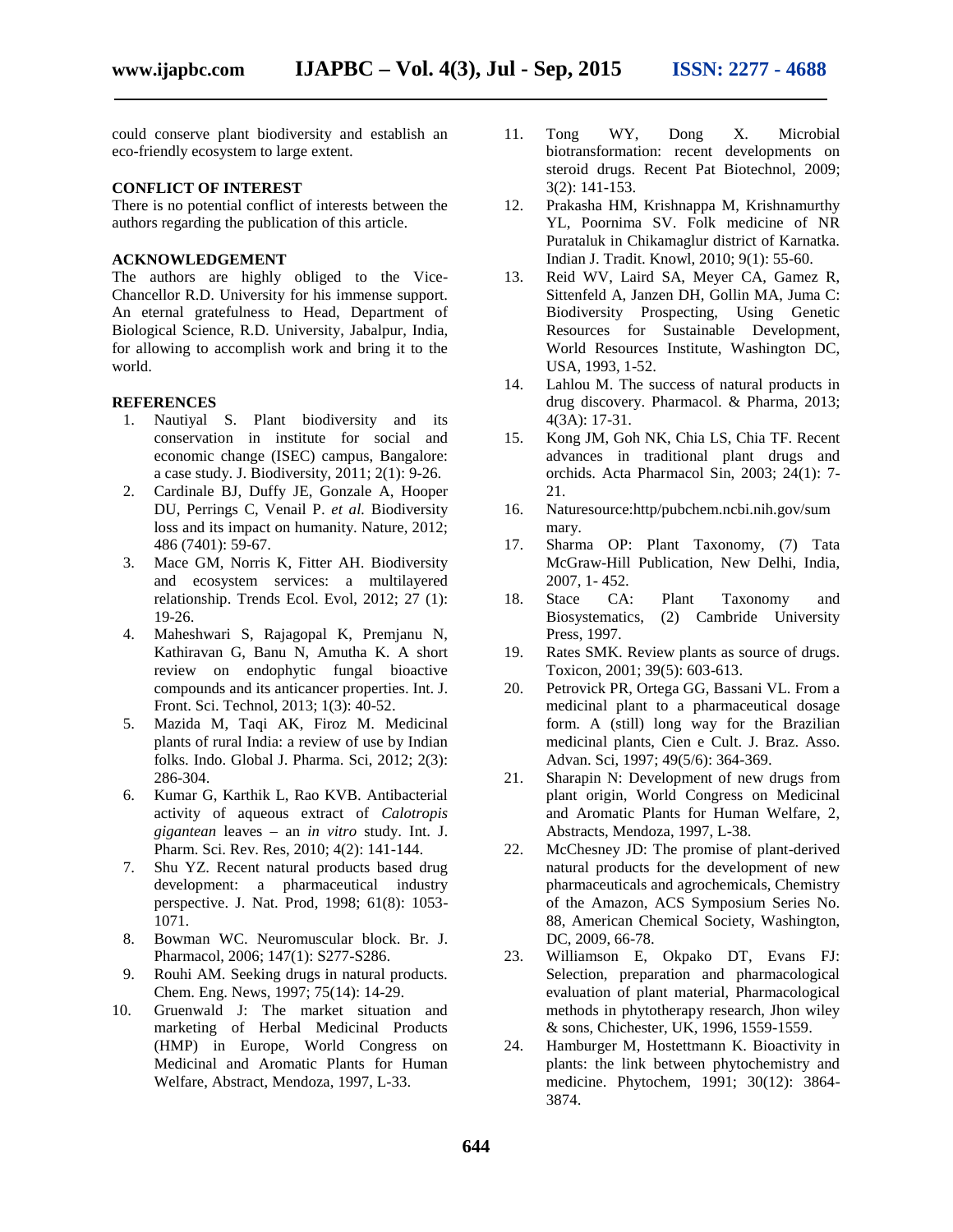could conserve plant biodiversity and establish an eco-friendly ecosystem to large extent.

### CONFLICT OF INTEREST

There is no potential conflict of interests between the authors regarding the publication of this article.

### ACKNOWLEDGEMENT

The authors are highly obliged to the Vice-Chancellor R.D. University for his immense support. An eternal gratefulness to Head, Department of Biological Science, R.D. University, Jabalpur, India, for allowing to accomplish work and bring it to the world.

### REFERENCES

1. Nautiyal S. Plant biodiversity and its conservation in institute for social and economic change (ISEC) campus, Bangalore: a case study. J. Biodiversity, 2011; 2(1): 9-26.
2. Cardinale BJ, Duffy JE, Gonzale A, Hooper DU, Perrings C, Venail P. *et al.* Biodiversity loss and its impact on humanity. Nature, 2012; 486 (7401): 59-67.
3. Mace GM, Norris K, Fitter AH. Biodiversity and ecosystem services: a multilayered relationship. Trends Ecol. Evol, 2012; 27 (1): 19-26.
4. Maheshwari S, Rajagopal K, Premjanu N, Kathiravan G, Banu N, Amutha K. A short review on endophytic fungal bioactive compounds and its anticancer properties. Int. J. Front. Sci. Technol, 2013; 1(3): 40-52.
5. Mazida M, Taqi AK, Firoz M. Medicinal plants of rural India: a review of use by Indian folks. Indo. Global J. Pharma. Sci, 2012; 2(3): 286-304.
6. Kumar G, Karthik L, Rao KVB. Antibacterial activity of aqueous extract of *Calotropis gigantean* leaves – an *in vitro* study. Int. J. Pharm. Sci. Rev. Res, 2010; 4(2): 141-144.
7. Shu YZ. Recent natural products based drug development: a pharmaceutical industry perspective. J. Nat. Prod, 1998; 61(8): 1053-1071.
8. Bowman WC. Neuromuscular block. Br. J. Pharmacol, 2006; 147(1): S277-S286.
9. Rouhi AM. Seeking drugs in natural products. Chem. Eng. News, 1997; 75(14): 14-29.
10. Gruenwald J: The market situation and marketing of Herbal Medicinal Products (HMP) in Europe, World Congress on Medicinal and Aromatic Plants for Human Welfare, Abstract, Mendoza, 1997, L-33.
11. Tong WY, Dong X. Microbial biotransformation: recent developments on steroid drugs. Recent Pat Biotechnol, 2009; 3(2): 141-153.
12. Prakasha HM, Krishnappa M, Krishnamurthy YL, Poornima SV. Folk medicine of NR Purataluk in Chikamaglur district of Karnatka. Indian J. Tradit. Knowl, 2010; 9(1): 55-60.
13. Reid WV, Laird SA, Meyer CA, Gamez R, Sittenfeld A, Janzen DH, Gollin MA, Juma C: Biodiversity Prospecting, Using Genetic Resources for Sustainable Development, World Resources Institute, Washington DC, USA, 1993, 1-52.
14. Lahlou M. The success of natural products in drug discovery. Pharmacol. & Pharma, 2013; 4(3A): 17-31.
15. Kong JM, Goh NK, Chia LS, Chia TF. Recent advances in traditional plant drugs and orchids. Acta Pharmacol Sin, 2003; 24(1): 7-21.
16. Naturesource:http/pubchem.ncbi.nih.gov/summary.
17. Sharma OP: Plant Taxonomy, (7) Tata McGraw-Hill Publication, New Delhi, India, 2007, 1- 452.
18. Stace CA: Plant Taxonomy and Biosystematics, (2) Cambride University Press, 1997.
19. Rates SMK. Review plants as source of drugs. Toxicon, 2001; 39(5): 603-613.
20. Petrovick PR, Ortega GG, Bassani VL. From a medicinal plant to a pharmaceutical dosage form. A (still) long way for the Brazilian medicinal plants, Cien e Cult. J. Braz. Asso. Advan. Sci, 1997; 49(5/6): 364-369.
21. Sharapin N: Development of new drugs from plant origin, World Congress on Medicinal and Aromatic Plants for Human Welfare, 2, Abstracts, Mendoza, 1997, L-38.
22. McChesney JD: The promise of plant-derived natural products for the development of new pharmaceuticals and agrochemicals, Chemistry of the Amazon, ACS Symposium Series No. 88, American Chemical Society, Washington, DC, 2009, 66-78.
23. Williamson E, Okpako DT, Evans FJ: Selection, preparation and pharmacological evaluation of plant material, Pharmacological methods in phytotherapy research, Jhon wiley & sons, Chichester, UK, 1996, 1559-1559.
24. Hamburger M, Hostettmann K. Bioactivity in plants: the link between phytochemistry and medicine. Phytochem, 1991; 30(12): 3864-3874.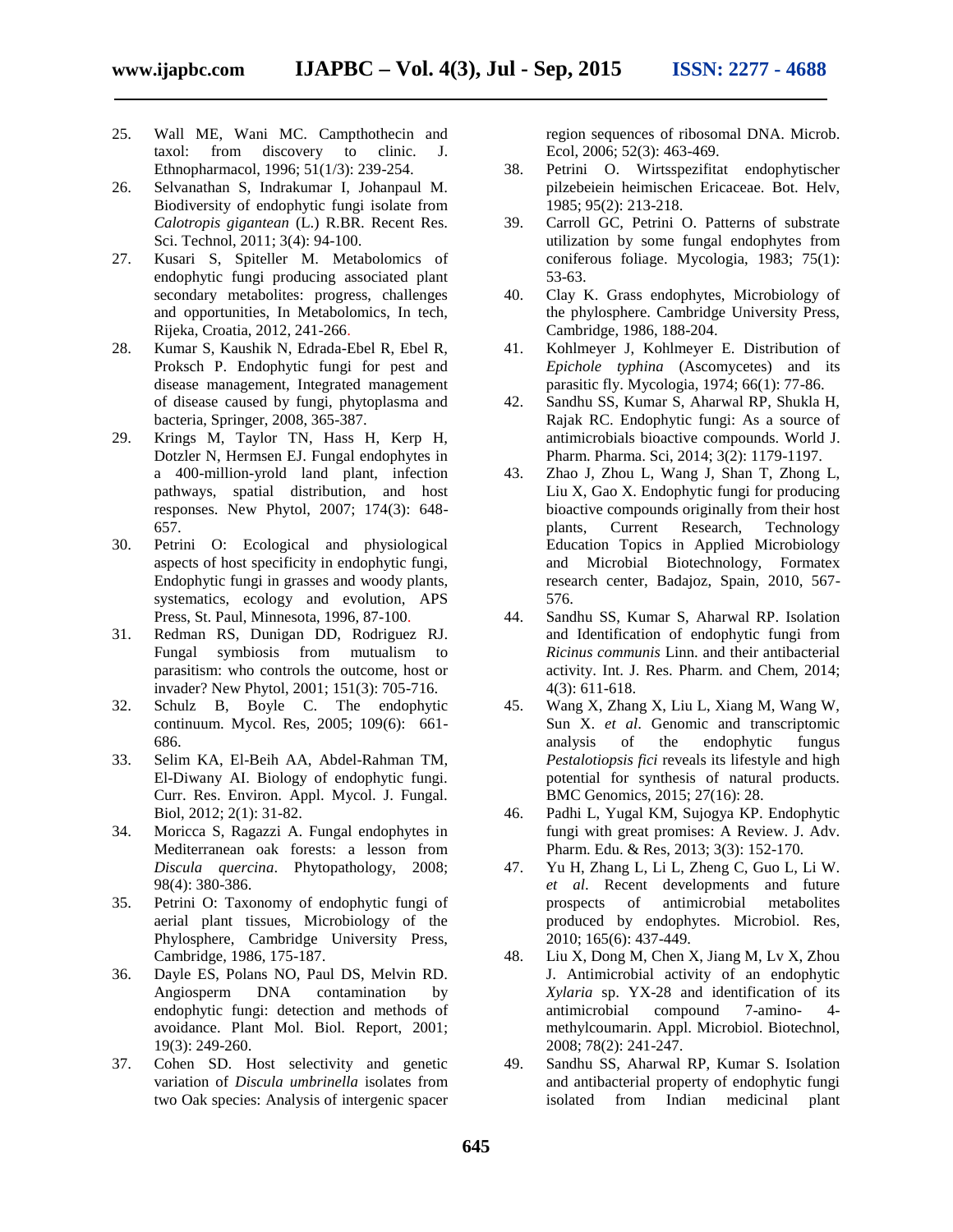25. Wall ME, Wani MC. Campthothecin and taxol: from discovery to clinic. J. Ethnopharmacol, 1996; 51(1/3): 239-254.
26. Selvanathan S, Indrakumar I, Johanpaul M. Biodiversity of endophytic fungi isolate from *Calotropis gigantean* (L.) R.BR. Recent Res. Sci. Technol, 2011; 3(4): 94-100.
27. Kusari S, Spiteller M. Metabolomics of endophytic fungi producing associated plant secondary metabolites: progress, challenges and opportunities, In Metabolomics, In tech, Rijeka, Croatia, 2012, 241-266.
28. Kumar S, Kaushik N, Edrada-Ebel R, Ebel R, Proksch P. Endophytic fungi for pest and disease management, Integrated management of disease caused by fungi, phytoplasma and bacteria, Springer, 2008, 365-387.
29. Krings M, Taylor TN, Hass H, Kerp H, Dotzler N, Hermsen EJ. Fungal endophytes in a 400-million-yrold land plant, infection pathways, spatial distribution, and host responses. New Phytol, 2007; 174(3): 648-657.
30. Petrini O: Ecological and physiological aspects of host specificity in endophytic fungi, Endophytic fungi in grasses and woody plants, systematics, ecology and evolution, APS Press, St. Paul, Minnesota, 1996, 87-100.
31. Redman RS, Dunigan DD, Rodriguez RJ. Fungal symbiosis from mutualism to parasitism: who controls the outcome, host or invader? New Phytol, 2001; 151(3): 705-716.
32. Schulz B, Boyle C. The endophytic continuum. Mycol. Res, 2005; 109(6): 661-686.
33. Selim KA, El-Beih AA, Abdel-Rahman TM, El-Diwany AI. Biology of endophytic fungi. Curr. Res. Environ. Appl. Mycol. J. Fungal. Biol, 2012; 2(1): 31-82.
34. Moricca S, Ragazzi A. Fungal endophytes in Mediterranean oak forests: a lesson from *Discula quercina*. Phytopathology, 2008; 98(4): 380-386.
35. Petrini O: Taxonomy of endophytic fungi of aerial plant tissues, Microbiology of the Phylosphere, Cambridge University Press, Cambridge, 1986, 175-187.
36. Dayle ES, Polans NO, Paul DS, Melvin RD. Angiosperm DNA contamination by endophytic fungi: detection and methods of avoidance. Plant Mol. Biol. Report, 2001; 19(3): 249-260.
37. Cohen SD. Host selectivity and genetic variation of *Discula umbrinella* isolates from two Oak species: Analysis of intergenic spacer region sequences of ribosomal DNA. Microb. Ecol, 2006; 52(3): 463-469.
38. Petrini O. Wirtsspezifitat endophytischer pilzebeiein heimischen Ericaceae. Bot. Helv, 1985; 95(2): 213-218.
39. Carroll GC, Petrini O. Patterns of substrate utilization by some fungal endophytes from coniferous foliage. Mycologia, 1983; 75(1): 53-63.
40. Clay K. Grass endophytes, Microbiology of the phylosphere. Cambridge University Press, Cambridge, 1986, 188-204.
41. Kohlmeyer J, Kohlmeyer E. Distribution of *Epichole typhina* (Ascomycetes) and its parasitic fly. Mycologia, 1974; 66(1): 77-86.
42. Sandhu SS, Kumar S, Aharwal RP, Shukla H, Rajak RC. Endophytic fungi: As a source of antimicrobials bioactive compounds. World J. Pharm. Pharma. Sci, 2014; 3(2): 1179-1197.
43. Zhao J, Zhou L, Wang J, Shan T, Zhong L, Liu X, Gao X. Endophytic fungi for producing bioactive compounds originally from their host plants, Current Research, Technology Education Topics in Applied Microbiology and Microbial Biotechnology, Formatex research center, Badajoz, Spain, 2010, 567-576.
44. Sandhu SS, Kumar S, Aharwal RP. Isolation and Identification of endophytic fungi from *Ricinus communis* Linn. and their antibacterial activity. Int. J. Res. Pharm. and Chem, 2014; 4(3): 611-618.
45. Wang X, Zhang X, Liu L, Xiang M, Wang W, Sun X. *et al*. Genomic and transcriptomic analysis of the endophytic fungus *Pestalotiopsis fici* reveals its lifestyle and high potential for synthesis of natural products. BMC Genomics, 2015; 27(16): 28.
46. Padhi L, Yugal KM, Sujogya KP. Endophytic fungi with great promises: A Review. J. Adv. Pharm. Edu. & Res, 2013; 3(3): 152-170.
47. Yu H, Zhang L, Li L, Zheng C, Guo L, Li W. *et al*. Recent developments and future prospects of antimicrobial metabolites produced by endophytes. Microbiol. Res, 2010; 165(6): 437-449.
48. Liu X, Dong M, Chen X, Jiang M, Lv X, Zhou J. Antimicrobial activity of an endophytic *Xylaria* sp. YX-28 and identification of its antimicrobial compound 7-amino- 4-methylcoumarin. Appl. Microbiol. Biotechnol, 2008; 78(2): 241-247.
49. Sandhu SS, Aharwal RP, Kumar S. Isolation and antibacterial property of endophytic fungi isolated from Indian medicinal plant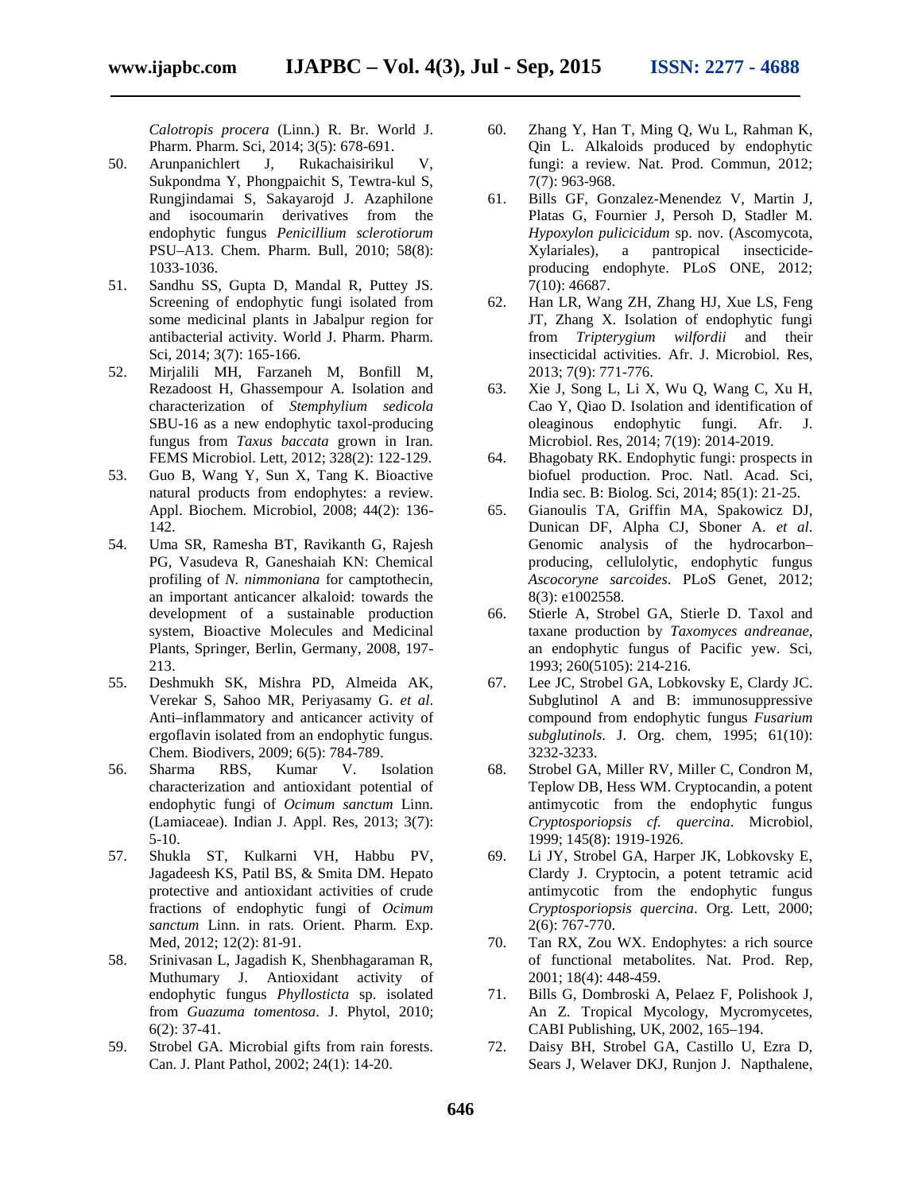*Calotropis procera* (Linn.) R. Br. World J. Pharm. Pharm. Sci, 2014; 3(5): 678-691.

50. Arunpanichlert J, Rukachaisirikul V, Sukpondma Y, Phongpaichit S, Tewtra-kul S, Rungjindamai S, Sakayarojd J. Azaphilone and isocoumarin derivatives from the endophytic fungus *Penicillium sclerotiorum* PSU–A13. Chem. Pharm. Bull, 2010; 58(8): 1033-1036.
51. Sandhu SS, Gupta D, Mandal R, Puttey JS. Screening of endophytic fungi isolated from some medicinal plants in Jabalpur region for antibacterial activity. World J. Pharm. Pharm. Sci, 2014; 3(7): 165-166.
52. Mirjalili MH, Farzaneh M, Bonfill M, Rezadoost H, Ghassempour A. Isolation and characterization of *Stemphylium sedicola* SBU-16 as a new endophytic taxol-producing fungus from *Taxus baccata* grown in Iran. FEMS Microbiol. Lett, 2012; 328(2): 122-129.
53. Guo B, Wang Y, Sun X, Tang K. Bioactive natural products from endophytes: a review. Appl. Biochem. Microbiol, 2008; 44(2): 136-142.
54. Uma SR, Ramesha BT, Ravikanth G, Rajesh PG, Vasudeva R, Ganeshaiah KN: Chemical profiling of *N. nimmoniana* for camptothecin, an important anticancer alkaloid: towards the development of a sustainable production system, Bioactive Molecules and Medicinal Plants, Springer, Berlin, Germany, 2008, 197-213.
55. Deshmukh SK, Mishra PD, Almeida AK, Verekar S, Sahoo MR, Periyasamy G. *et al*. Anti–inflammatory and anticancer activity of ergoflavin isolated from an endophytic fungus. Chem. Biodivers, 2009; 6(5): 784-789.
56. Sharma RBS, Kumar V. Isolation characterization and antioxidant potential of endophytic fungi of *Ocimum sanctum* Linn. (Lamiaceae). Indian J. Appl. Res, 2013; 3(7): 5-10.
57. Shukla ST, Kulkarni VH, Habbu PV, Jagadeesh KS, Patil BS, & Smita DM. Hepato protective and antioxidant activities of crude fractions of endophytic fungi of *Ocimum sanctum* Linn. in rats. Orient. Pharm. Exp. Med, 2012; 12(2): 81-91.
58. Srinivasan L, Jagadish K, Shenbhagaraman R, Muthumary J. Antioxidant activity of endophytic fungus *Phyllosticta* sp. isolated from *Guazuma tomentosa*. J. Phytol, 2010; 6(2): 37-41.
59. Strobel GA. Microbial gifts from rain forests. Can. J. Plant Pathol, 2002; 24(1): 14-20.
60. Zhang Y, Han T, Ming Q, Wu L, Rahman K, Qin L. Alkaloids produced by endophytic fungi: a review. Nat. Prod. Commun, 2012; 7(7): 963-968.
61. Bills GF, Gonzalez-Menendez V, Martin J, Platas G, Fournier J, Persoh D, Stadler M. *Hypoxylon pulicicidum* sp. nov. (Ascomycota, Xylariales), a pantropical insecticide-producing endophyte. PLoS ONE, 2012; 7(10): 46687.
62. Han LR, Wang ZH, Zhang HJ, Xue LS, Feng JT, Zhang X. Isolation of endophytic fungi from *Tripterygium wilfordii* and their insecticidal activities. Afr. J. Microbiol. Res, 2013; 7(9): 771-776.
63. Xie J, Song L, Li X, Wu Q, Wang C, Xu H, Cao Y, Qiao D. Isolation and identification of oleaginous endophytic fungi. Afr. J. Microbiol. Res, 2014; 7(19): 2014-2019.
64. Bhagobaty RK. Endophytic fungi: prospects in biofuel production. Proc. Natl. Acad. Sci, India sec. B: Biolog. Sci, 2014; 85(1): 21-25.
65. Gianoulis TA, Griffin MA, Spakowicz DJ, Dunican DF, Alpha CJ, Sboner A. *et al*. Genomic analysis of the hydrocarbon–producing, cellulolytic, endophytic fungus *Ascocoryne sarcoides*. PLoS Genet, 2012; 8(3): e1002558.
66. Stierle A, Strobel GA, Stierle D. Taxol and taxane production by *Taxomyces andreanae*, an endophytic fungus of Pacific yew. Sci, 1993; 260(5105): 214-216.
67. Lee JC, Strobel GA, Lobkovsky E, Clardy JC. Subglutinol A and B: immunosuppressive compound from endophytic fungus *Fusarium subglutinols*. J. Org. chem, 1995; 61(10): 3232-3233.
68. Strobel GA, Miller RV, Miller C, Condron M, Teplow DB, Hess WM. Cryptocandin, a potent antimycotic from the endophytic fungus *Cryptosporiopsis cf. quercina*. Microbiol, 1999; 145(8): 1919-1926.
69. Li JY, Strobel GA, Harper JK, Lobkovsky E, Clardy J. Cryptocin, a potent tetramic acid antimycotic from the endophytic fungus *Cryptosporiopsis quercina*. Org. Lett, 2000; 2(6): 767-770.
70. Tan RX, Zou WX. Endophytes: a rich source of functional metabolites. Nat. Prod. Rep, 2001; 18(4): 448-459.
71. Bills G, Dombroski A, Pelaez F, Polishook J, An Z. Tropical Mycology, Mycromycetes, CABI Publishing, UK, 2002, 165–194.
72. Daisy BH, Strobel GA, Castillo U, Ezra D, Sears J, Welaver DKJ, Runjon J. Napthalene,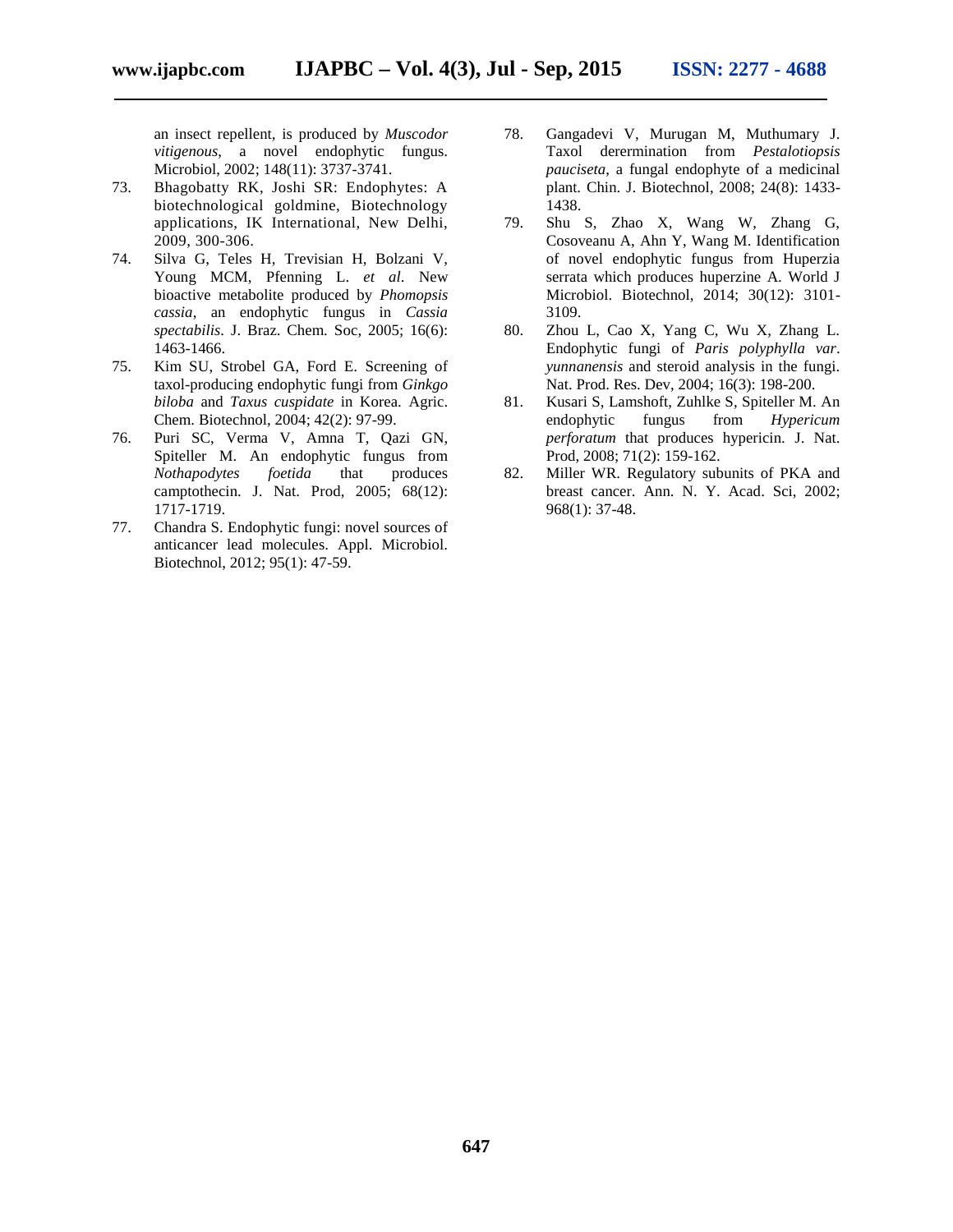an insect repellent, is produced by *Muscodor vitigenous*, a novel endophytic fungus. Microbiol, 2002; 148(11): 3737-3741.

73. Bhagobatty RK, Joshi SR: Endophytes: A biotechnological goldmine, Biotechnology applications, IK International, New Delhi, 2009, 300-306.
74. Silva G, Teles H, Trevisian H, Bolzani V, Young MCM, Pfenning L. *et al*. New bioactive metabolite produced by *Phomopsis cassia*, an endophytic fungus in *Cassia spectabilis*. J. Braz. Chem. Soc, 2005; 16(6): 1463-1466.
75. Kim SU, Strobel GA, Ford E. Screening of taxol-producing endophytic fungi from *Ginkgo biloba* and *Taxus cuspidate* in Korea. Agric. Chem. Biotechnol, 2004; 42(2): 97-99.
76. Puri SC, Verma V, Amna T, Qazi GN, Spiteller M. An endophytic fungus from *Nothapodytes foetida* that produces camptothecin. J. Nat. Prod, 2005; 68(12): 1717-1719.
77. Chandra S. Endophytic fungi: novel sources of anticancer lead molecules. Appl. Microbiol. Biotechnol, 2012; 95(1): 47-59.
78. Gangadevi V, Murugan M, Muthumary J. Taxol derermination from *Pestalotiopsis pauciseta*, a fungal endophyte of a medicinal plant. Chin. J. Biotechnol, 2008; 24(8): 1433-1438.
79. Shu S, Zhao X, Wang W, Zhang G, Cosoveanu A, Ahn Y, Wang M. Identification of novel endophytic fungus from Huperzia serrata which produces huperzine A. World J Microbiol. Biotechnol, 2014; 30(12): 3101-3109.
80. Zhou L, Cao X, Yang C, Wu X, Zhang L. Endophytic fungi of *Paris polyphylla var*. *yunnanensis* and steroid analysis in the fungi. Nat. Prod. Res. Dev, 2004; 16(3): 198-200.
81. Kusari S, Lamshoft, Zuhlke S, Spiteller M. An endophytic fungus from *Hypericum perforatum* that produces hypericin. J. Nat. Prod, 2008; 71(2): 159-162.
82. Miller WR. Regulatory subunits of PKA and breast cancer. Ann. N. Y. Acad. Sci, 2002; 968(1): 37-48.